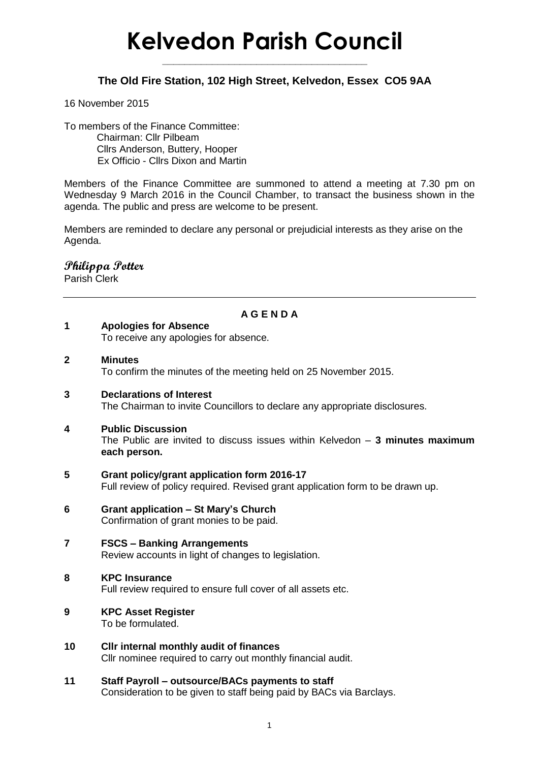# Kelvedon Parish Council

**The Old Fire Station, 102 High Street, Kelvedon, Essex CO5 9AA**

16 November 2015

To members of the Finance Committee:
Chairman: Cllr Pilbeam
Cllrs Anderson, Buttery, Hooper
Ex Officio - Cllrs Dixon and Martin

Members of the Finance Committee are summoned to attend a meeting at 7.30 pm on Wednesday 9 March 2016 in the Council Chamber, to transact the business shown in the agenda. The public and press are welcome to be present.

Members are reminded to declare any personal or prejudicial interests as they arise on the Agenda.

*Philippa Potter*
Parish Clerk

---

**A G E N D A**

**1 Apologies for Absence**
To receive any apologies for absence.

**2 Minutes**
To confirm the minutes of the meeting held on 25 November 2015.

**3 Declarations of Interest**
The Chairman to invite Councillors to declare any appropriate disclosures.

**4 Public Discussion**
The Public are invited to discuss issues within Kelvedon – **3 minutes maximum each person.**

**5 Grant policy/grant application form 2016-17**
Full review of policy required. Revised grant application form to be drawn up.

**6 Grant application – St Mary's Church**
Confirmation of grant monies to be paid.

**7 FSCS – Banking Arrangements**
Review accounts in light of changes to legislation.

**8 KPC Insurance**
Full review required to ensure full cover of all assets etc.

**9 KPC Asset Register**
To be formulated.

**10 Cllr internal monthly audit of finances**
Cllr nominee required to carry out monthly financial audit.

**11 Staff Payroll – outsource/BACs payments to staff**
Consideration to be given to staff being paid by BACs via Barclays.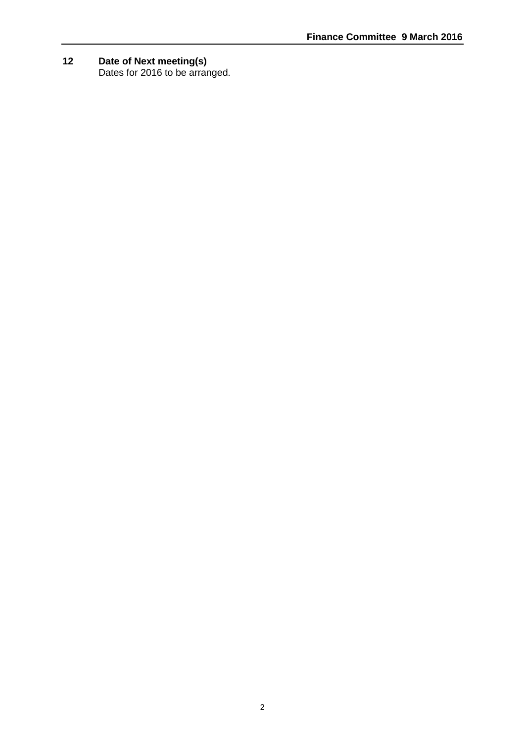**12 Date of Next meeting(s)**

Dates for 2016 to be arranged.